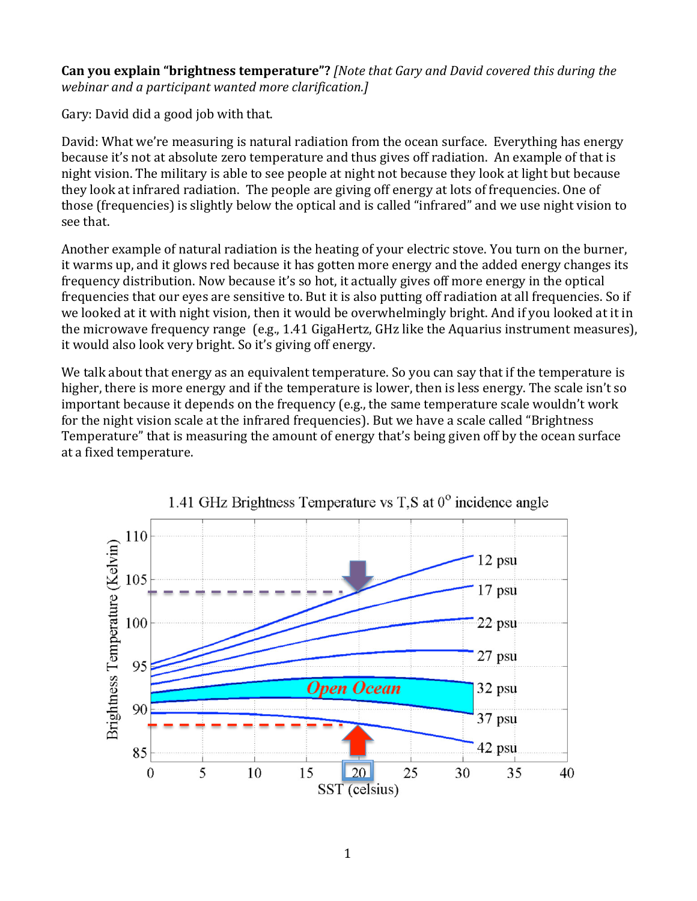**Can you explain "brightness temperature"?** *[Note that Gary and David covered this during the webinar and a participant wanted more clarification.]*

Gary: David did a good job with that.

David: What we're measuring is natural radiation from the ocean surface. Everything has energy because it's not at absolute zero temperature and thus gives off radiation. An example of that is night vision. The military is able to see people at night not because they look at light but because they look at infrared radiation. The people are giving off energy at lots of frequencies. One of those (frequencies) is slightly below the optical and is called "infrared" and we use night vision to see that.

Another example of natural radiation is the heating of your electric stove. You turn on the burner, it warms up, and it glows red because it has gotten more energy and the added energy changes its frequency distribution. Now because it's so hot, it actually gives off more energy in the optical frequencies that our eyes are sensitive to. But it is also putting off radiation at all frequencies. So if we looked at it with night vision, then it would be overwhelmingly bright. And if you looked at it in the microwave frequency range (e.g., 1.41 GigaHertz, GHz like the Aquarius instrument measures), it would also look very bright. So it's giving off energy.

We talk about that energy as an equivalent temperature. So you can say that if the temperature is higher, there is more energy and if the temperature is lower, then is less energy. The scale isn't so important because it depends on the frequency (e.g., the same temperature scale wouldn't work for the night vision scale at the infrared frequencies). But we have a scale called "Brightness Temperature" that is measuring the amount of energy that's being given off by the ocean surface at a fixed temperature.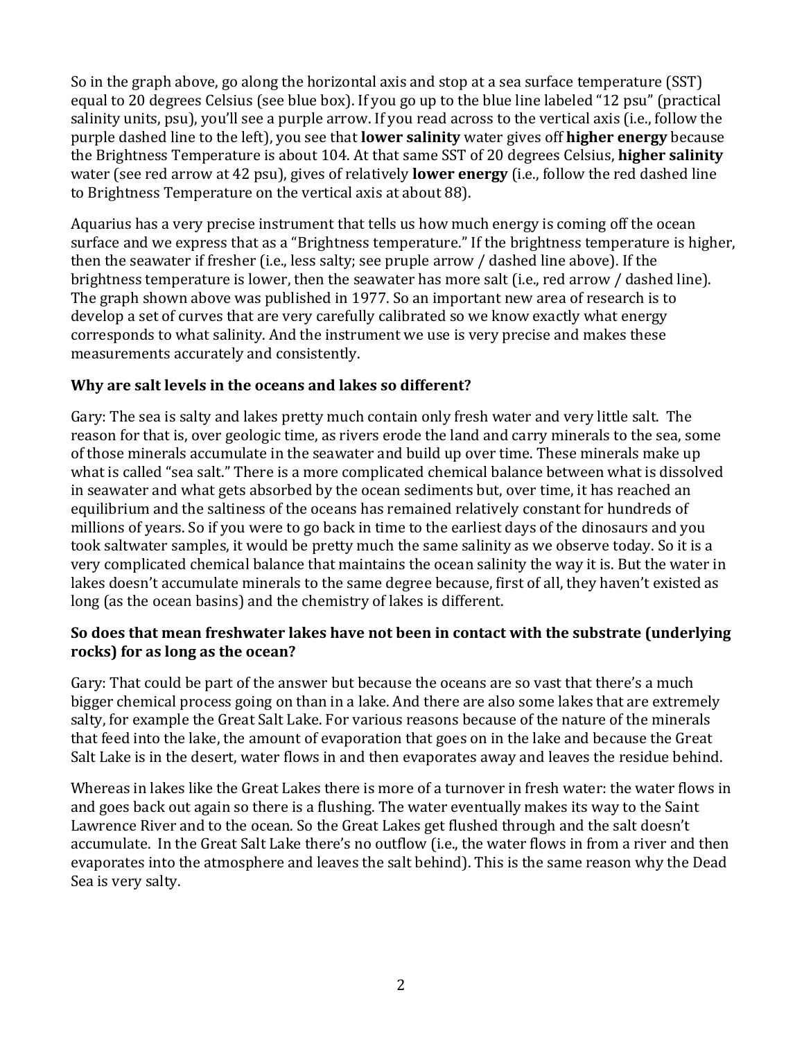So in the graph above, go along the horizontal axis and stop at a sea surface temperature (SST) equal to 20 degrees Celsius (see blue box). If you go up to the blue line labeled "12 psu" (practical salinity units, psu), you'll see a purple arrow. If you read across to the vertical axis (i.e., follow the purple dashed line to the left), you see that **lower salinity** water gives off **higher energy** because the Brightness Temperature is about 104. At that same SST of 20 degrees Celsius, **higher salinity** water (see red arrow at 42 psu), gives of relatively **lower energy** (i.e., follow the red dashed line to Brightness Temperature on the vertical axis at about 88).

Aquarius has a very precise instrument that tells us how much energy is coming off the ocean surface and we express that as a "Brightness temperature." If the brightness temperature is higher, then the seawater if fresher (i.e., less salty; see pruple arrow / dashed line above). If the brightness temperature is lower, then the seawater has more salt (i.e., red arrow / dashed line). The graph shown above was published in 1977. So an important new area of research is to develop a set of curves that are very carefully calibrated so we know exactly what energy corresponds to what salinity. And the instrument we use is very precise and makes these measurements accurately and consistently.

**Why are salt levels in the oceans and lakes so different?**

Gary: The sea is salty and lakes pretty much contain only fresh water and very little salt. The reason for that is, over geologic time, as rivers erode the land and carry minerals to the sea, some of those minerals accumulate in the seawater and build up over time. These minerals make up what is called "sea salt." There is a more complicated chemical balance between what is dissolved in seawater and what gets absorbed by the ocean sediments but, over time, it has reached an equilibrium and the saltiness of the oceans has remained relatively constant for hundreds of millions of years. So if you were to go back in time to the earliest days of the dinosaurs and you took saltwater samples, it would be pretty much the same salinity as we observe today. So it is a very complicated chemical balance that maintains the ocean salinity the way it is. But the water in lakes doesn't accumulate minerals to the same degree because, first of all, they haven't existed as long (as the ocean basins) and the chemistry of lakes is different.

**So does that mean freshwater lakes have not been in contact with the substrate (underlying rocks) for as long as the ocean?**

Gary: That could be part of the answer but because the oceans are so vast that there's a much bigger chemical process going on than in a lake. And there are also some lakes that are extremely salty, for example the Great Salt Lake. For various reasons because of the nature of the minerals that feed into the lake, the amount of evaporation that goes on in the lake and because the Great Salt Lake is in the desert, water flows in and then evaporates away and leaves the residue behind.

Whereas in lakes like the Great Lakes there is more of a turnover in fresh water: the water flows in and goes back out again so there is a flushing. The water eventually makes its way to the Saint Lawrence River and to the ocean. So the Great Lakes get flushed through and the salt doesn't accumulate. In the Great Salt Lake there's no outflow (i.e., the water flows in from a river and then evaporates into the atmosphere and leaves the salt behind). This is the same reason why the Dead Sea is very salty.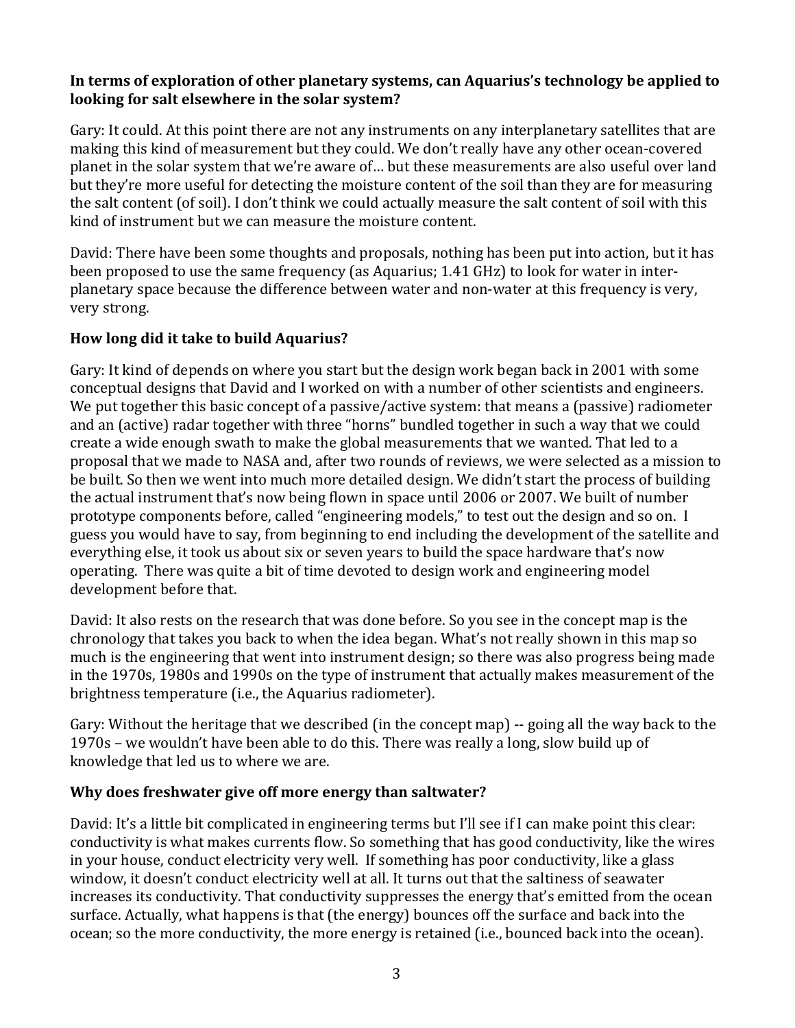**In terms of exploration of other planetary systems, can Aquarius's technology be applied to looking for salt elsewhere in the solar system?**

Gary: It could. At this point there are not any instruments on any interplanetary satellites that are making this kind of measurement but they could. We don't really have any other ocean-covered planet in the solar system that we're aware of… but these measurements are also useful over land but they're more useful for detecting the moisture content of the soil than they are for measuring the salt content (of soil). I don't think we could actually measure the salt content of soil with this kind of instrument but we can measure the moisture content.

David: There have been some thoughts and proposals, nothing has been put into action, but it has been proposed to use the same frequency (as Aquarius; 1.41 GHz) to look for water in inter-planetary space because the difference between water and non-water at this frequency is very, very strong.

**How long did it take to build Aquarius?**

Gary: It kind of depends on where you start but the design work began back in 2001 with some conceptual designs that David and I worked on with a number of other scientists and engineers. We put together this basic concept of a passive/active system: that means a (passive) radiometer and an (active) radar together with three "horns" bundled together in such a way that we could create a wide enough swath to make the global measurements that we wanted. That led to a proposal that we made to NASA and, after two rounds of reviews, we were selected as a mission to be built. So then we went into much more detailed design. We didn't start the process of building the actual instrument that's now being flown in space until 2006 or 2007. We built of number prototype components before, called "engineering models," to test out the design and so on. I guess you would have to say, from beginning to end including the development of the satellite and everything else, it took us about six or seven years to build the space hardware that's now operating. There was quite a bit of time devoted to design work and engineering model development before that.

David: It also rests on the research that was done before. So you see in the concept map is the chronology that takes you back to when the idea began. What's not really shown in this map so much is the engineering that went into instrument design; so there was also progress being made in the 1970s, 1980s and 1990s on the type of instrument that actually makes measurement of the brightness temperature (i.e., the Aquarius radiometer).

Gary: Without the heritage that we described (in the concept map) -- going all the way back to the 1970s – we wouldn't have been able to do this. There was really a long, slow build up of knowledge that led us to where we are.

**Why does freshwater give off more energy than saltwater?**

David: It's a little bit complicated in engineering terms but I'll see if I can make point this clear: conductivity is what makes currents flow. So something that has good conductivity, like the wires in your house, conduct electricity very well. If something has poor conductivity, like a glass window, it doesn't conduct electricity well at all. It turns out that the saltiness of seawater increases its conductivity. That conductivity suppresses the energy that's emitted from the ocean surface. Actually, what happens is that (the energy) bounces off the surface and back into the ocean; so the more conductivity, the more energy is retained (i.e., bounced back into the ocean).